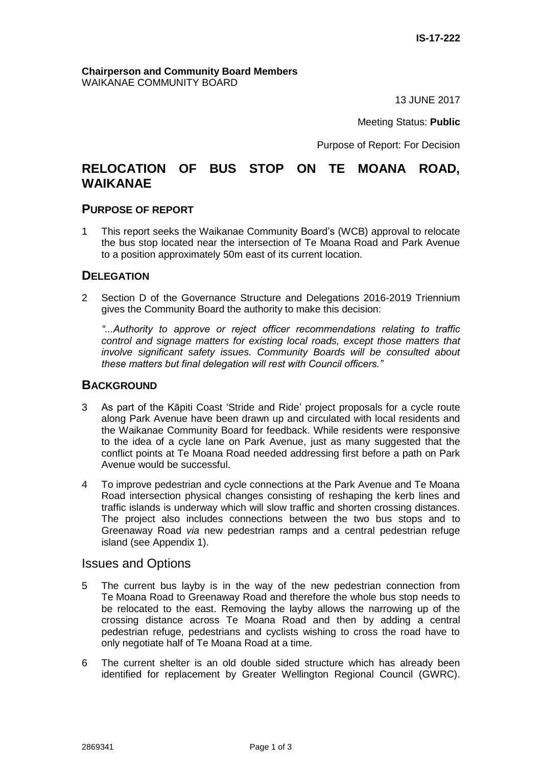**IS-17-222**

**Chairperson and Community Board Members**
WAIKANAE COMMUNITY BOARD

13 JUNE 2017

Meeting Status: **Public**

Purpose of Report: For Decision

# RELOCATION OF BUS STOP ON TE MOANA ROAD, WAIKANAE

## PURPOSE OF REPORT

1 This report seeks the Waikanae Community Board's (WCB) approval to relocate the bus stop located near the intersection of Te Moana Road and Park Avenue to a position approximately 50m east of its current location.

## DELEGATION

2 Section D of the Governance Structure and Delegations 2016-2019 Triennium gives the Community Board the authority to make this decision:

*"...Authority to approve or reject officer recommendations relating to traffic control and signage matters for existing local roads, except those matters that involve significant safety issues. Community Boards will be consulted about these matters but final delegation will rest with Council officers."*

## BACKGROUND

3 As part of the Kāpiti Coast 'Stride and Ride' project proposals for a cycle route along Park Avenue have been drawn up and circulated with local residents and the Waikanae Community Board for feedback. While residents were responsive to the idea of a cycle lane on Park Avenue, just as many suggested that the conflict points at Te Moana Road needed addressing first before a path on Park Avenue would be successful.

4 To improve pedestrian and cycle connections at the Park Avenue and Te Moana Road intersection physical changes consisting of reshaping the kerb lines and traffic islands is underway which will slow traffic and shorten crossing distances. The project also includes connections between the two bus stops and to Greenaway Road *via* new pedestrian ramps and a central pedestrian refuge island (see Appendix 1).

## Issues and Options

5 The current bus layby is in the way of the new pedestrian connection from Te Moana Road to Greenaway Road and therefore the whole bus stop needs to be relocated to the east. Removing the layby allows the narrowing up of the crossing distance across Te Moana Road and then by adding a central pedestrian refuge, pedestrians and cyclists wishing to cross the road have to only negotiate half of Te Moana Road at a time.

6 The current shelter is an old double sided structure which has already been identified for replacement by Greater Wellington Regional Council (GWRC).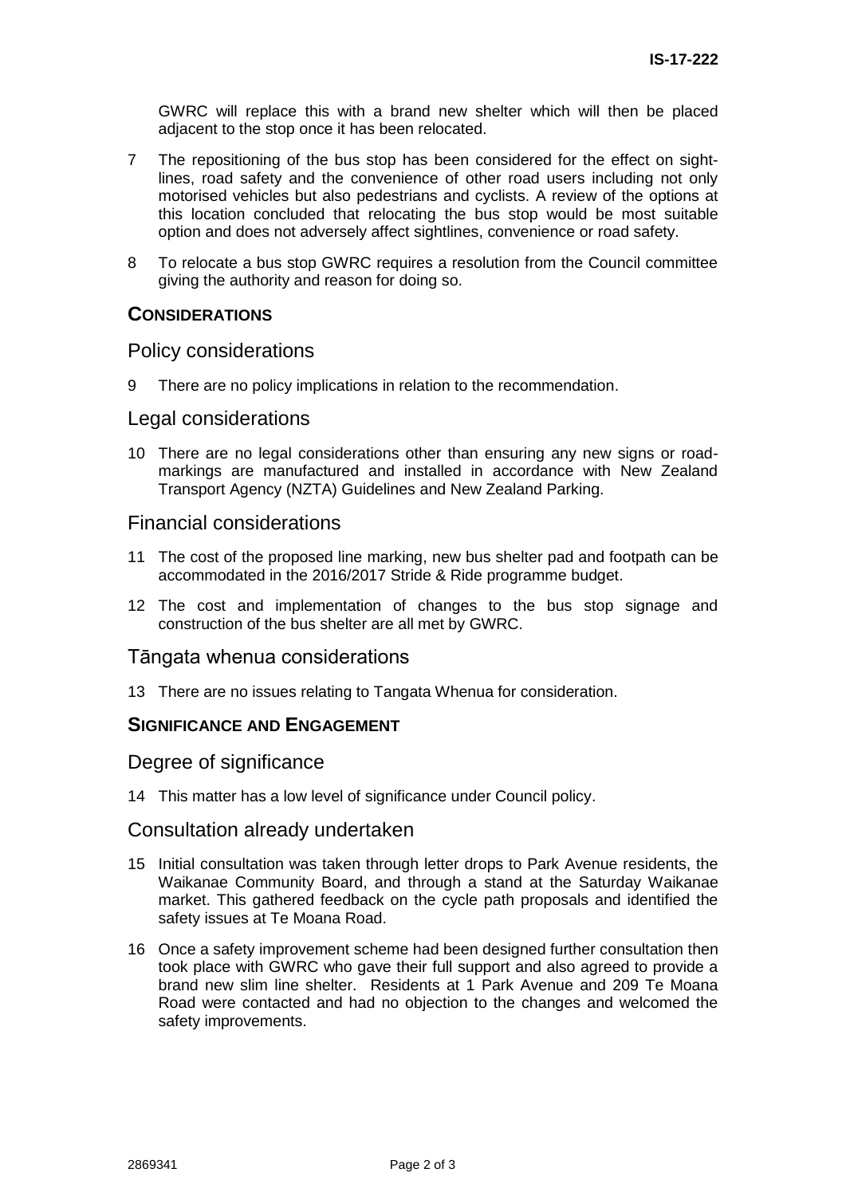GWRC will replace this with a brand new shelter which will then be placed adjacent to the stop once it has been relocated.

7 The repositioning of the bus stop has been considered for the effect on sight-lines, road safety and the convenience of other road users including not only motorised vehicles but also pedestrians and cyclists. A review of the options at this location concluded that relocating the bus stop would be most suitable option and does not adversely affect sightlines, convenience or road safety.

8 To relocate a bus stop GWRC requires a resolution from the Council committee giving the authority and reason for doing so.

## CONSIDERATIONS

### Policy considerations

9 There are no policy implications in relation to the recommendation.

### Legal considerations

10 There are no legal considerations other than ensuring any new signs or road-markings are manufactured and installed in accordance with New Zealand Transport Agency (NZTA) Guidelines and New Zealand Parking.

### Financial considerations

11 The cost of the proposed line marking, new bus shelter pad and footpath can be accommodated in the 2016/2017 Stride & Ride programme budget.

12 The cost and implementation of changes to the bus stop signage and construction of the bus shelter are all met by GWRC.

### Tāngata whenua considerations

13 There are no issues relating to Tangata Whenua for consideration.

## SIGNIFICANCE AND ENGAGEMENT

### Degree of significance

14 This matter has a low level of significance under Council policy.

### Consultation already undertaken

15 Initial consultation was taken through letter drops to Park Avenue residents, the Waikanae Community Board, and through a stand at the Saturday Waikanae market. This gathered feedback on the cycle path proposals and identified the safety issues at Te Moana Road.

16 Once a safety improvement scheme had been designed further consultation then took place with GWRC who gave their full support and also agreed to provide a brand new slim line shelter. Residents at 1 Park Avenue and 209 Te Moana Road were contacted and had no objection to the changes and welcomed the safety improvements.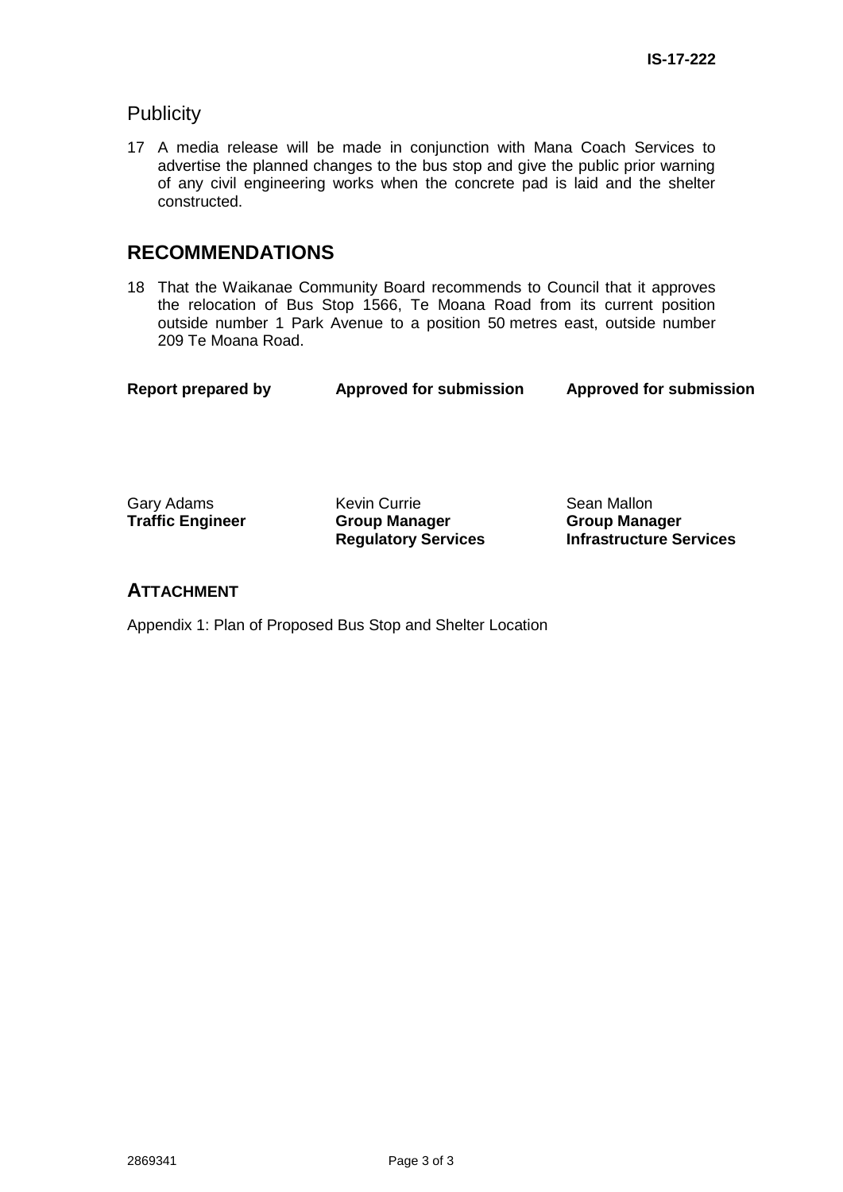## Publicity

17 A media release will be made in conjunction with Mana Coach Services to advertise the planned changes to the bus stop and give the public prior warning of any civil engineering works when the concrete pad is laid and the shelter constructed.

## RECOMMENDATIONS

18 That the Waikanae Community Board recommends to Council that it approves the relocation of Bus Stop 1566, Te Moana Road from its current position outside number 1 Park Avenue to a position 50 metres east, outside number 209 Te Moana Road.

| Report prepared by | Approved for submission | Approved for submission |
|---|---|---|
| Gary Adams<br>**Traffic Engineer** | Kevin Currie<br>**Group Manager Regulatory Services** | Sean Mallon<br>**Group Manager Infrastructure Services** |

## ATTACHMENT

Appendix 1: Plan of Proposed Bus Stop and Shelter Location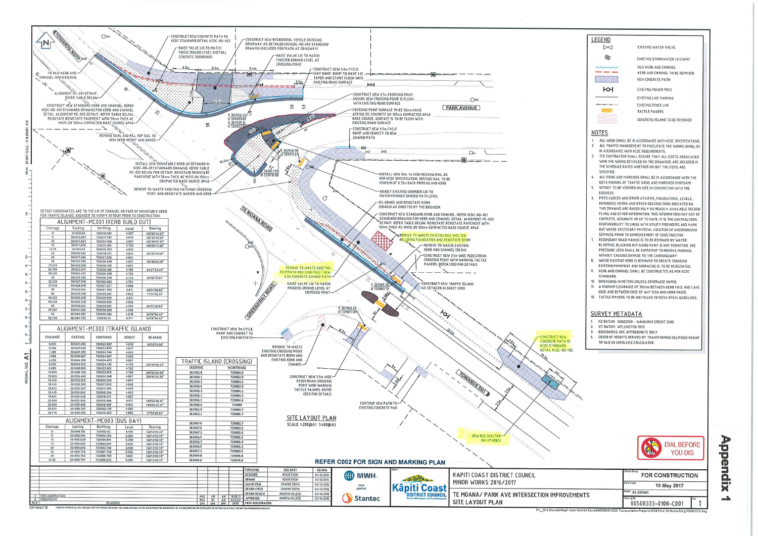# Appendix 1

## LEGEND

- EXISTING WATER VALVE
- EXISTING STORMWATER CATCHPIT
- NEW KERB AND CHANNEL
- KERB AND CHANNEL TO BE REMOVED
- NEW CONCRETE PATH
- EXISTING POWER POLE
- EXISTING LINE MARKING
- EXISTING FENCE LINE
- TACTILE PAVERS
- CONCRETE/ISLAND TO BE REMOVED

## NOTES

1. ALL WORK SHALL BE IN ACCORDANCE WITH KCDC SPECIFICATIONS.
2. ALL TRAFFIC MANAGEMENT TO FACILITATE THE WORKS SHALL BE IN ACCORDANCE WITH KCDC REQUIREMENTS.
3. THE CONTRACTOR SHALL ENSURE THAT ALL COSTS ASSOCIATED WITH THE WORKS DETAILED ON THE DRAWINGS ARE INCLUDED IN THE SCHEDULE RATES WHETHER OR NOT THE ITEMS ARE SPECIFIED.
4. ALL SIGNS AND MARKINGS SHALL BE IN ACCORDANCE WITH THE NZTA MANUAL OF TRAFFIC SIGNS AND MARKINGS (MOTSAM)
5. SETOUT TO BE VERIFIED ON SITE IN CONJUNCTION WITH THE ENGINEER.
6. PIPES CABLES AND OTHER UTILITIES, FOUNDATIONS, LEVELS, REFERENCE MARKS AND OTHER OBSTRUCTIONS INDICATED ON THIS DRAWING ARE BASED ONLY ON READILY AVAILABLE RECORD PLANS AND OTHER INFORMATION. THIS INFORMATION MAY NOT BE COMPLETE, ACCURATE OR UP TO DATE. IT IS THE CONTRACTORS RESPONSIBILITY TO LIAISE WITH UTILITY PROVIDERS AND MARK OUT WHERE NECESSARY PHYSICAL LOCATION OF UNDERGROUND SERVICES PRIOR TO COMMENCEMENT OF CONSTRUCTION.
7. REDUNDANT ROAD MAKING IS TO BE REMOVED BY WATER BLASTING, BLACKING OUT USING PAINT IS NOT PERMITTED. THE PRESSURE USED SHALL BE SUFFICIENT TO REMOVE MARKING WITHOUT CAUSING DAMAGE TO THE CARRIAGEWAY.
8. WHERE EXISTING KERB IS REMOVED TO CREATE CROSSING EXISTING PAVEMENT AND SURFACING IS TO BE REINSTATED.
9. KERB AND CHANNEL SHALL BE CONSTRUCTED AS PER KCDC STANDARD.
10. DIMENSIONS IN METERS UNLESS OTHERWISE NOTED.
11. A MINIMUM CLEARANCE OF 300mm BETWEEN KERB FACE AND LANE EDGE AND BETWEEN EDGE OF ANY SIGN AND KERB FACES.
12. TACTILE PAVERS TO BE INSTALLED TO NZTA RTS14 GUIDELINES.

## SURVEY METADATA

1. HZ DATUM: NZGD2000 – WANGANUI CIRCUIT 2000
2. VT DATUM: WELLINGTON 1953
3. BOUNDARIES ARE APPROXIMATE ONLY
4. ORIGIN OF HEIGHTS DERIVED BY TRANSFORMING ELLIPSOID HEIGHT TO WLG 53 USING LINZ CALCULATOR.

## Plan annotations

- TOWARDS MPPR
- TIE NEW KERB AND CHANNEL INTO EXISTING
- ALIGNMENT MC-001 SETOUT, REFER TABLE BELOW
- CONSTRUCT NEW STANDARD KERB AND CHANNEL. REFER KCDC-RD-001 STANDARD DRAWING FOR KERB AND CHANNEL DETAIL. ALIGNMENT MC-003 SETOUT. REFER TABLE BELOW. REINSTATE REINSTATE PAVEMENT WITH 50mm THICK AC MIX15 ON 100mm COMPACTED BASE COURSE AP40
- REMOVE SEAL AND FILL TOP SOIL TO NEW KERB HEIGHT AND GRASS
- CONSTRUCT NEW CONCRETE PATH TO KCDC STANDARD DETAIL KCDC-RD-002
- RAISE VALVE LID TO MATCH FINISH GROUND LEVEL INSTALL CONCRETE SURROUND
- CONSTRUCT NEW RESIDENTIAL VEHICLE CROSSING DRIVEWAY AS DETAILED ON KCDC-RD-005 STANDARD DRAWING (INCLUDES FOOTPATH AT DRIVEWAY)
- RAISE VALVE LID TO MATCH FINISHED GROUND LEVEL AT CROSSING POINT
- CONSTRUCT NEW 2.0m CYCLE WAY RAMP. RAMP TO HAVE 1:12 TAPER AND START FLUSH WITH EXISTING ROAD SURFACE
- CONSTRUCT NEW 2.5m CROSSING POINT. ENSURE NEW CROSSING POINT IS FLUSH WITH EXISTING ROAD SURFACE
- CROSSING POINT SURFACE TO BE 50mm MIX15 ASPHALTIC CONCRETE ON 100mm COMPACTED AP40 BASE COURSE. SURFACE IS TO BE FLUSH WITH EXISTING ROAD SURFACE
- CONSTRUCT NEW 2.5m CYCLE RAMP AND CONNECT TO NEW SHARED PATH
- PARK AVENUE
- INSTALL NEW MOUNTABLE KERB AS DETAILED IN KCDC-RD-001 STANDARD DRAWING. REFER TABLE MC-002 BELOW FOR SETOUT. REINSTATE REINSTATE PAVEMENT WITH 50mm THICK AC MIX15 ON 100mm COMPACTED BASE COURSE AP40
- REMOVE TO WASTE EXISTING PATH AND CROSSING POINT AND REINSTATE GARDEN AND KERB
- INSTALL NEW 2No. 1m HIGH RESTING RAIL AS PER KCDC SPECIFICATION. RESTING RAIL TO BE MINIMUM OF 0.35m BACK FROM ISLAND KERB
- ADJUST EXISTING CHAMBER LID TO MATCH FINISHED SHARED PATH LEVEL
- RE-GRADE AND REINSTATE BERM (GRASS) AS DIRECTED BY THE ENGINEER
- CONSTRUCT NEW STANDARD KERB AND CHANNEL. REFER KCDC-RD-001 STANDARD DRAWING FOR KERB AND CHANNEL DETAIL. ALIGNMENT MC-003 SETOUT. REFER TABLE BELOW. REINSTATE PAVEMENT WITH 50mm THICK AC MIX15 ON 100mm COMPACTED BASE COURSE AP40
- REMOVE TO WASTE EXISTING BUS SHELTER INCLUDING FOUNDATION AND REINSTATE BERM
- REMOVE TO WASTE EXISTING KERB AND CHANNEL (30.0m)
- CONSTRUCT NEW 2.5m WIDE PEDESTRIAN CROSSING POINT WITH MARKING TACTILE PAVERS. REFER C003 FOR DETAILS
- TE MOANA ROAD
- REMOVE TO WASTE EXISTING FOOTPATH AND CONSTRUCT NEW 2.5m CONCRETE SHARED PATH
- RAISE VALVE LID TO MATCH FINISHED GROUND LEVEL AT CROSSING POINT
- GREENAWAY ROAD
- CONSTRUCT NEW TRAFFIC ISLAND AS DETAILED IN SHEET C003
- CONSTRUCT NEW 2m CYCLE RAMP AND CONNECT TO EXISTING FOOTPATH
- REMOVE TO WASTE EXISTING CROSSING POINT AND REINSTATE BERM AND EXISTING KERB AND CHANNEL
- CONSTRUCT NEW 2.5m WIDE PEDESTRIAN CROSSING POINT WITH TACTILE PAVERS. REFER C003 FOR DETAILS
- CONTINUE NEW PATH TO EXISTING CONCRETE PAD
- TOWARDS SH1
- CONSTRUCT NEW CONCRETE PATH TO KCDC STANDARD DETAIL KCDC-RD-002
- NEW BUS SHELTER (BY OTHERS)
- E 361936.73 N 729929.87; E 361939.16 N 729927.8; E 361916.98 N 729915.69; E 361941.197 N 729918.88; E 361969.38 N 729887.79; E 361962.22 N 729877.81

SETOUT COORDINATES ARE TO THE LIP OF CHANNEL OR FACE OF MOUNTABLE KERB FOR TRAFFIC ISLANDS. ENGINEER TO VERIFY SETOUT PRIOR TO CONSTRUCTION.

### ALIGNMENT – MC001 (KERB BUILD OUT)

| Chainage | Easting | Northing | Level | Bearing |
|---|---|---|---|---|
| 0 | 361899.83 | 729940.324 | 4.557 | 128°32'45.55" |
| 5 | 361903.847 | 729937.147 | 4.635 | 128°32'45.55" |
| 10 | 361907.863 | 729934.169 | 4.697 | 128°36'55.76" |
| 15 | 361911.878 | 729931.189 | 4.753 | 126°38'17.28" |
| 19.75 | 361915.49 | 729928.353 | 4.833 | |
| 20 | 361915.922 | 729928.231 | 4.824 | 121°07'10.04" |
| 22 | 361917.692 | 729927.296 | 4.824 | |
| 25 | 361920.554 | 729926.428 | 4.807 | 101°33'33.10" |
| 25.016 | 361920.548 | 729926.318 | 4.807 | |
| 26.794 | 361922.241 | 729926.195 | 4.786 | 94°07'33.40" |
| 28.606 | 361924.147 | 729926.058 | 4.763 | |
| 30 | 361925.529 | 729926.235 | 4.725 | 82°58'13.94" |
| 32.009 | 361927.518 | 729926.623 | 4.704 | |
| 33.509 | 361928.908 | 729927.207 | 4.688 | |
| 35 | 361930.261 | 729927.763 | 4.671 | 65°34'28.65" |
| 40 | 361935.059 | 729929.241 | 4.623 | 77°31'52.34" |
| 40.562 | 361935.268 | 729929.519 | 4.621 | |
| 44.203 | 361939.208 | 729929.836 | 4.599 | |
| 45 | 361940.001 | 729929.901 | 4.595 | 84°07'28.83" |
| 47.007 | 361941.995 | 729930.208 | 4.588 | |
| 50 | 361944.987 | 729930.345 | 4.576 | 90°08'34.43" |
| 52.768 | 361947.755 | 729930.34 | 4.511 | 90°06'34.43" |

### ALIGNMENT – MC002 (TRAFFIC ISLAND)

| CHAINAGE | EASTING | NORTHING | HEIGHT | BEARING |
|---|---|---|---|---|
| 0.000 | 361947.255 | 729923.597 | 4.630 | 55°53'12.09" |
| 0.359 | 361947.649 | 729923.855 | 4.637 | |
| 1.198 | 361947.335 | 729924.744 | 4.649 | |
| 1.598 | 361946.867 | 729924.697 | 4.655 | |
| 4.209 | 361944.288 | 729924.403 | 4.697 | |
| 5.000 | 361943.513 | 729924.135 | 4.709 | 253°25'56.22" |
| 9.855 | 361938.900 | 729922.901 | 4.783 | |
| 10.000 | 361938.759 | 729922.616 | 4.788 | 246°25'29.58" |
| 15.000 | 361934.492 | 729920.048 | 4.867 | 228°31'25.30" |
| 15.449 | 361933.913 | 729920.005 | 4.874 | |
| 18.349 | 361932.323 | 729917.510 | 4.920 | |
| 18.813 | 361932.027 | 729917.045 | 4.928 | |
| 19.449 | 361931.842 | 729916.524 | 4.953 | |
| 19.824 | 361931.618 | 729916.115 | 4.967 | |
| 20.000 | 361931.905 | 729915.996 | 4.971 | 145°53'48.41" |
| 25.000 | 361935.832 | 729912.907 | 5.002 | 124°05'23.11" |
| 25.534 | 361936.767 | 729912.178 | 4.893 | |
| 29.470 | 361939.093 | 729915.263 | 4.860 | 37°53'20.25" |

### ALIGNMENT – MC003 (BUS BAY)

| Chainage | Easting | Northing | Level | Bearing |
|---|---|---|---|---|
| 0 | 361948.551 | 729902.52 | 5.155 | 126°13'15.72" |
| 5 | 361952.584 | 729899.566 | 5.259 | 126°13'15.72" |
| 10 | 361956.628 | 729896.611 | 5.308 | 126°13'15.72" |
| 15 | 361960.662 | 729893.657 | 5.435 | 126°13'15.72" |
| 20 | 361964.696 | 729890.702 | 5.518 | 126°13'15.72" |
| 25 | 361968.729 | 729887.748 | 5.545 | 126°13'15.72" |
| 30 | 361972.763 | 729884.793 | 5.681 | 126°13'15.72" |
| 31.32 | 361973.747 | 729884.072 | 5.685 | 126°13'15.72" |

### TRAFFIC ISLAND (CROSSING)

| EASTING | NORTHING |
|---|---|
| 361961.8 | 729884.6 |
| 361961.1 | 729882.9 |
| 361964.2 | 729883.1 |
| 361964.4 | 729882.9 |
| 361965.3 | 729884.1 |
| 361965.1 | 729884.2 |
| 361965.2 | 729884.4 |
| 361964.4 | 729885 |
| 361961.9 | 729880.7 |
| 361962.1 | 729885.7 |
| 361967.6 | 729882.7 |
| 361967.5 | 729882.5 |
| 361966.5 | 729881.5 |
| 361966.7 | 729881.3 |
| 361965.5 | 729881.1 |
| 361967.3 | 729880.5 |
| 361969.8 | 729880.8 |
| 361969.6 | 729879.8 |

## SITE LAYOUT PLAN

SCALE 1:200@A1 1:400@A3

REFER C002 FOR SIGN AND MARKING PLAN

DIAL BEFORE YOU DIG

| | | |
|---|---|---|
| SURVEYED | ROB BATT | 03/2016 |
| DESIGNED | KEVIN SINGH | 01/12/2016 |
| DRAWN | KEVIN SINGH | 01/12/2016 |
| CAD REVIEW | GRAEME ERBIN | 02/12/2016 |
| DESIGN CHECK | GRAEME ERBIN | 02/12/2016 |
| DESIGN REVIEW | ANDREW MCLEOD | 02/12/2016 |
| APPROVED | ANDREW MCLEOD | 02/12/2016 |
| PROF REGISTRATION: | | |

| REV | REVISIONS | DRN | CHK | APP | DATE |
|---|---|---|---|---|---|
| 1 | FOR CONSTRUCTION | KVS | AM | AM | 16.05.17 |
| A | PRELIMINARY | KVS | GC | AM | 01/2017 |

MWH now part of Stantec

Kāpiti Coast District Council

Client: KAPITI COAST DISTRICT COUNCIL
MINOR WORKS 2016/2017

TE MOANA / PARK AVE INTERSECTION IMPROVEMENTS
SITE LAYOUT PLAN

Status Stamp: FOR CONSTRUCTION
Date Stamp: 16 May 2017
Scales: AS SHOWN
Drawing No.: 80508333-0108-C001
Rev: 1

ORIGINAL SIZE A1

COPYRIGHT © THESE DRAWINGS SHALL ONLY BE USED FOR THE PURPOSE FOR WHICH THEY WERE SUPPLIED. ANY RE-USE IS PROHIBITED AND NO PART OF THIS DOCUMENT MAY BE REPRODUCED OR DISTRIBUTED WITHOUT THE WRITTEN PERMISSION OF MWH LTD.